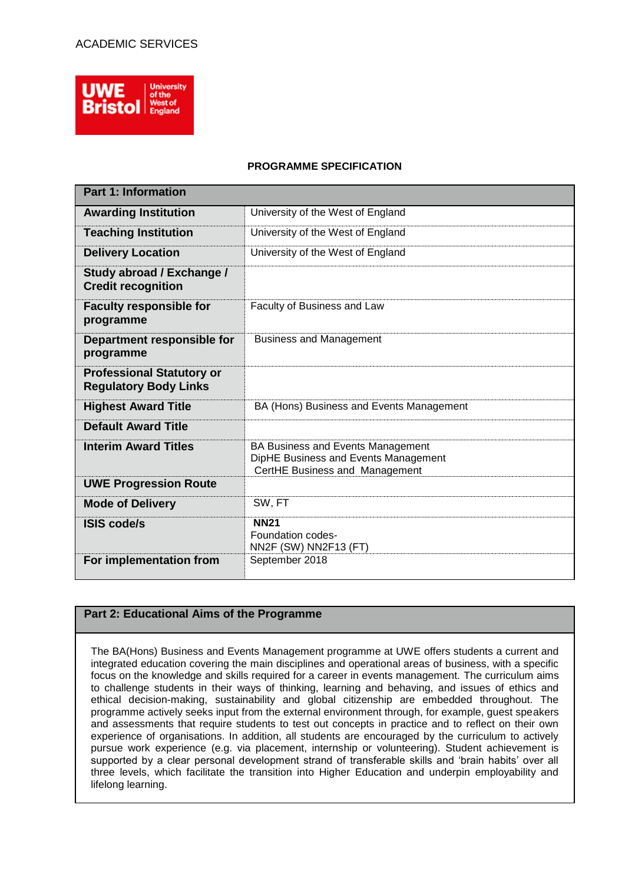ACADEMIC SERVICES

UWE Bristol University of the West of England

**PROGRAMME SPECIFICATION**

| Part 1: Information | |
|---|---|
| **Awarding Institution** | University of the West of England |
| **Teaching Institution** | University of the West of England |
| **Delivery Location** | University of the West of England |
| **Study abroad / Exchange / Credit recognition** | |
| **Faculty responsible for programme** | Faculty of Business and Law |
| **Department responsible for programme** | Business and Management |
| **Professional Statutory or Regulatory Body Links** | |
| **Highest Award Title** | BA (Hons) Business and Events Management |
| **Default Award Title** | |
| **Interim Award Titles** | BA Business and Events Management<br>DipHE Business and Events Management<br>CertHE Business and Management |
| **UWE Progression Route** | |
| **Mode of Delivery** | SW, FT |
| **ISIS code/s** | **NN21**<br>Foundation codes-<br>NN2F (SW) NN2F13 (FT) |
| **For implementation from** | September 2018 |

## Part 2: Educational Aims of the Programme

The BA(Hons) Business and Events Management programme at UWE offers students a current and integrated education covering the main disciplines and operational areas of business, with a specific focus on the knowledge and skills required for a career in events management. The curriculum aims to challenge students in their ways of thinking, learning and behaving, and issues of ethics and ethical decision-making, sustainability and global citizenship are embedded throughout. The programme actively seeks input from the external environment through, for example, guest speakers and assessments that require students to test out concepts in practice and to reflect on their own experience of organisations. In addition, all students are encouraged by the curriculum to actively pursue work experience (e.g. via placement, internship or volunteering). Student achievement is supported by a clear personal development strand of transferable skills and 'brain habits' over all three levels, which facilitate the transition into Higher Education and underpin employability and lifelong learning.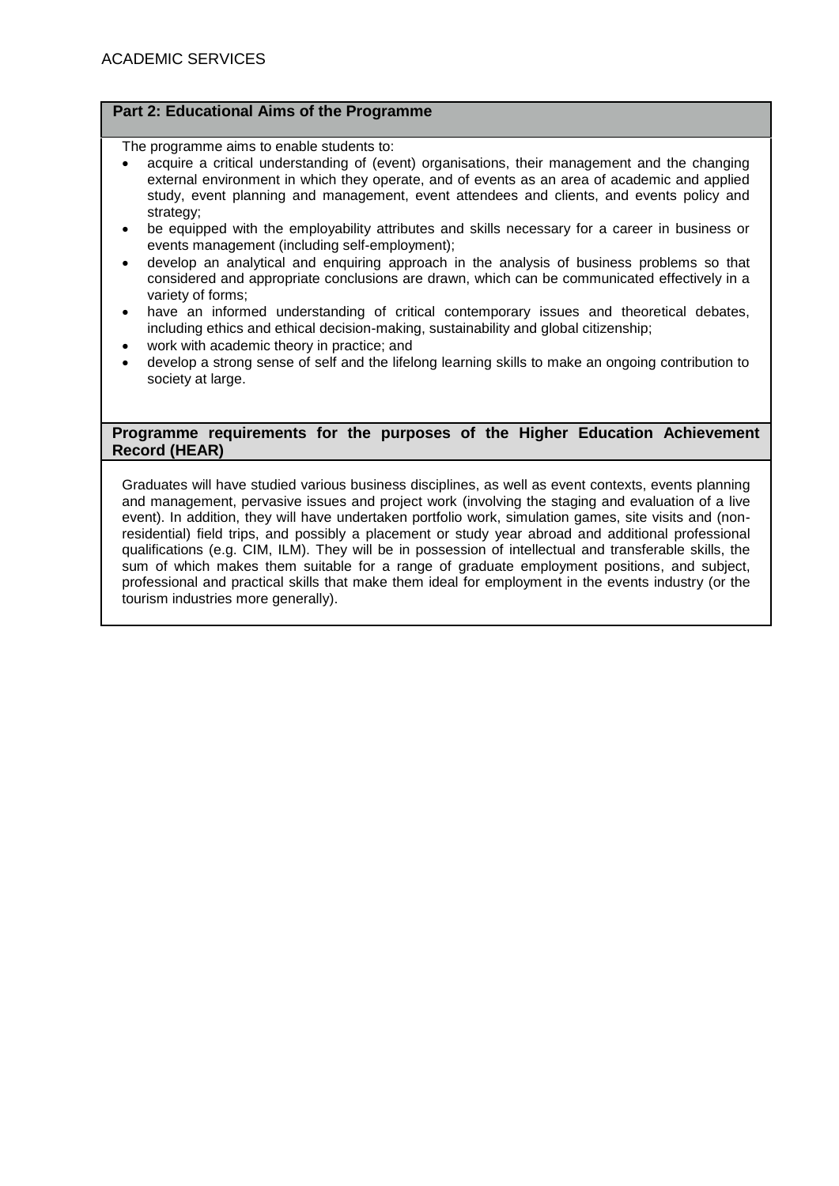## Part 2: Educational Aims of the Programme

The programme aims to enable students to:

- acquire a critical understanding of (event) organisations, their management and the changing external environment in which they operate, and of events as an area of academic and applied study, event planning and management, event attendees and clients, and events policy and strategy;
- be equipped with the employability attributes and skills necessary for a career in business or events management (including self-employment);
- develop an analytical and enquiring approach in the analysis of business problems so that considered and appropriate conclusions are drawn, which can be communicated effectively in a variety of forms;
- have an informed understanding of critical contemporary issues and theoretical debates, including ethics and ethical decision-making, sustainability and global citizenship;
- work with academic theory in practice; and
- develop a strong sense of self and the lifelong learning skills to make an ongoing contribution to society at large.

## Programme requirements for the purposes of the Higher Education Achievement Record (HEAR)

Graduates will have studied various business disciplines, as well as event contexts, events planning and management, pervasive issues and project work (involving the staging and evaluation of a live event). In addition, they will have undertaken portfolio work, simulation games, site visits and (non-residential) field trips, and possibly a placement or study year abroad and additional professional qualifications (e.g. CIM, ILM). They will be in possession of intellectual and transferable skills, the sum of which makes them suitable for a range of graduate employment positions, and subject, professional and practical skills that make them ideal for employment in the events industry (or the tourism industries more generally).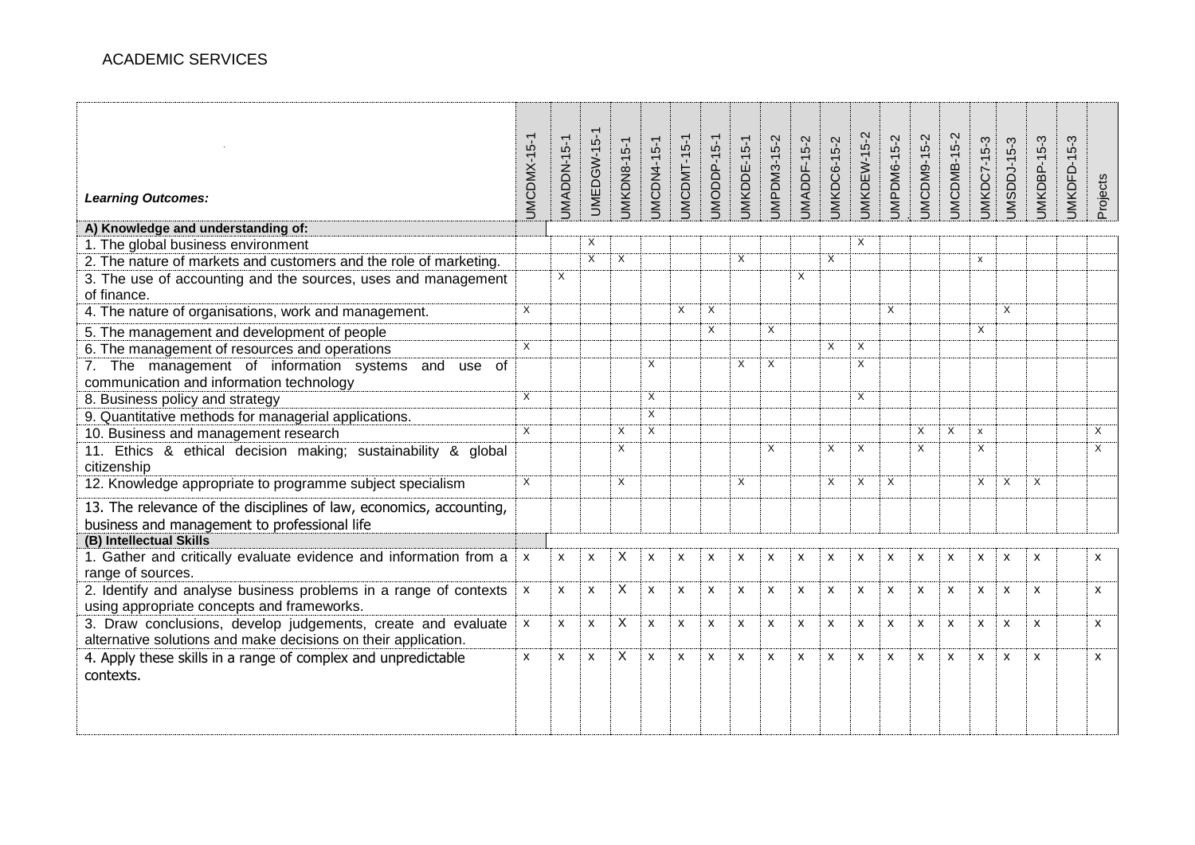| *Learning Outcomes:* | UMCDMX-15-1 | UMADDN-15-1 | UMEDGW-15-1 | UMKDN8-15-1 | UMCDN4-15-1 | UMCDMT-15-1 | UMODDP-15-1 | UMKDDE-15-1 | UMPDM3-15-2 | UMADDF-15-2 | UMKDC6-15-2 | UMKDEW-15-2 | UMPDM6-15-2 | UMCDM9-15-2 | UMCDMB-15-2 | UMKDC7-15-3 | UMSDDJ-15-3 | UMKDBP-15-3 | UMKDFD-15-3 | Projects |
|---|---|---|---|---|---|---|---|---|---|---|---|---|---|---|---|---|---|---|---|---|
| **A) Knowledge and understanding of:** | | | | | | | | | | | | | | | | | | | | |
| 1. The global business environment | | | X | | | | | | | | | X | | | | | | | | |
| 2. The nature of markets and customers and the role of marketing. | | | X | X | | | | X | | | X | | | | | x | | | | |
| 3. The use of accounting and the sources, uses and management of finance. | | X | | | | | | | | X | | | | | | | | | | |
| 4. The nature of organisations, work and management. | X | | | | | X | X | | | | | | X | | | | X | | | |
| 5. The management and development of people | | | | | | | X | | X | | | | | | | X | | | | |
| 6. The management of resources and operations | X | | | | | | | | | | X | X | | | | | | | | |
| 7. The management of information systems and use of communication and information technology | | | | | X | | | X | X | | | X | | | | | | | | |
| 8. Business policy and strategy | X | | | | X | | | | | | | X | | | | | | | | |
| 9. Quantitative methods for managerial applications. | | | | | X | | | | | | | | | | | | | | | |
| 10. Business and management research | X | | | X | X | | | | | | | | | X | X | x | | | | X |
| 11. Ethics & ethical decision making; sustainability & global citizenship | | | | X | | | | | X | | X | X | | X | | X | | | | X |
| 12. Knowledge appropriate to programme subject specialism | X | | | X | | | | X | | | X | X | X | | | X | X | X | | |
| 13. The relevance of the disciplines of law, economics, accounting, business and management to professional life | | | | | | | | | | | | | | | | | | | | |
| **(B) Intellectual Skills** | | | | | | | | | | | | | | | | | | | | |
| 1. Gather and critically evaluate evidence and information from a range of sources. | x | x | x | X | x | x | x | x | x | x | x | x | x | x | x | x | x | x | | x |
| 2. Identify and analyse business problems in a range of contexts using appropriate concepts and frameworks. | x | x | x | X | x | x | x | x | x | x | x | x | x | x | x | x | x | x | | x |
| 3. Draw conclusions, develop judgements, create and evaluate alternative solutions and make decisions on their application. | x | x | x | X | x | x | x | x | x | x | x | x | x | x | x | x | x | x | | x |
| 4. Apply these skills in a range of complex and unpredictable contexts. | x | x | x | X | x | x | x | x | x | x | x | x | x | x | x | x | x | x | | x |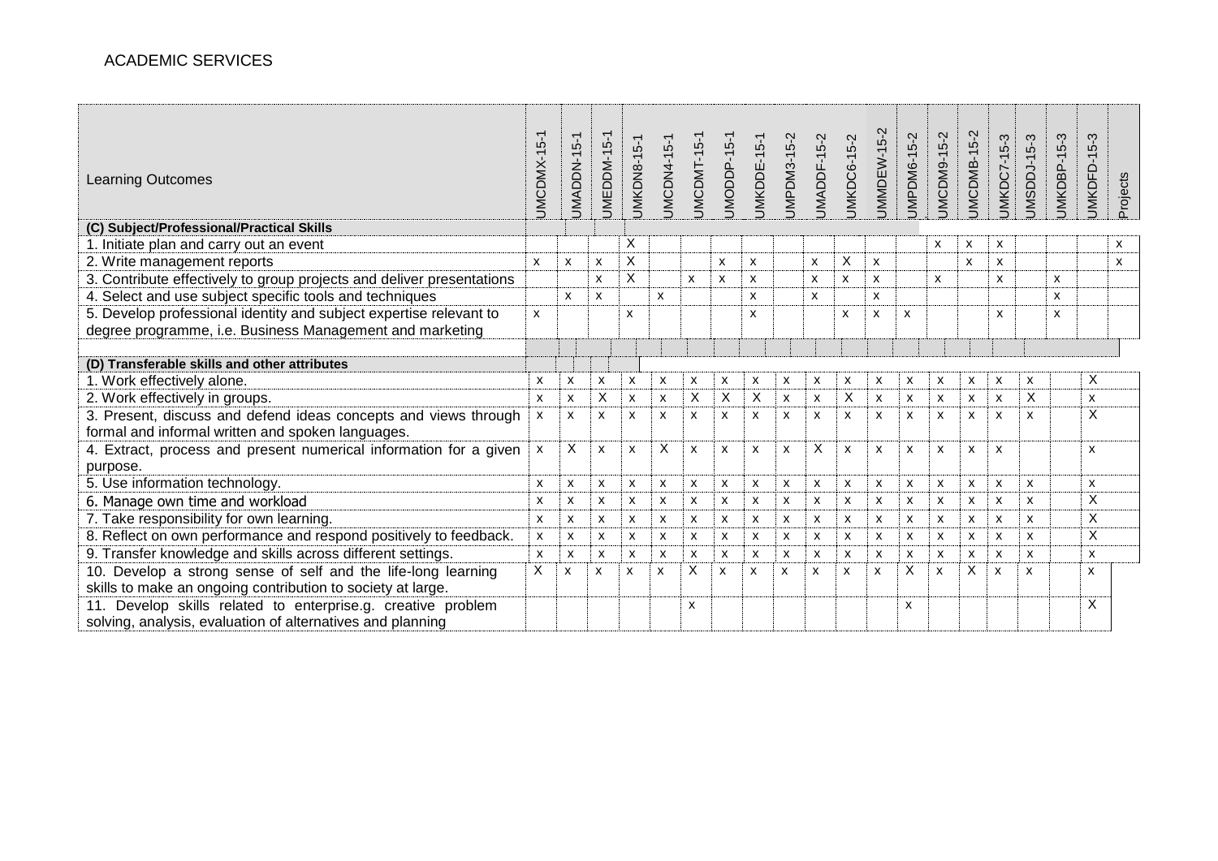| Learning Outcomes | UMCDMX-15-1 | UMADDN-15-1 | UMEDDM-15-1 | UMKDN8-15-1 | UMCDN4-15-1 | UMCDMT-15-1 | UMODDP-15-1 | UMKDDE-15-1 | UMPDM3-15-2 | UMADDF-15-2 | UMKDC6-15-2 | UMMDEW-15-2 | UMPDM6-15-2 | UMCDM9-15-2 | UMCDMB-15-2 | UMKDC7-15-3 | UMSDDJ-15-3 | UMKDBP-15-3 | UMKDFD-15-3 | Projects |
|---|---|---|---|---|---|---|---|---|---|---|---|---|---|---|---|---|---|---|---|---|
| **(C) Subject/Professional/Practical Skills** | | | | | | | | | | | | | | | | | | | | |
| 1. Initiate plan and carry out an event | | | | X | | | | | | | | | | x | x | x | | | | x |
| 2. Write management reports | x | x | x | X | | | x | x | | x | X | x | | | x | x | | | | x |
| 3. Contribute effectively to group projects and deliver presentations | | | x | X | | x | x | x | | x | x | x | | x | | x | | x | | |
| 4. Select and use subject specific tools and techniques | | x | x | | x | | | x | | x | | x | | | | | | x | | |
| 5. Develop professional identity and subject expertise relevant to degree programme, i.e. Business Management and marketing | x | | | x | | | | x | | | x | x | x | | | x | | x | | |
| | | | | | | | | | | | | | | | | | | | | |
| **(D) Transferable skills and other attributes** | | | | | | | | | | | | | | | | | | | | |
| 1. Work effectively alone. | x | x | x | x | x | x | x | x | x | x | x | x | x | x | x | x | x | | X | |
| 2. Work effectively in groups. | x | x | X | x | x | X | X | X | x | x | X | x | x | x | x | x | X | | x | |
| 3. Present, discuss and defend ideas concepts and views through formal and informal written and spoken languages. | x | x | x | x | x | x | x | x | x | x | x | x | x | x | x | x | x | | X | |
| 4. Extract, process and present numerical information for a given purpose. | x | X | x | x | X | x | x | x | x | X | x | x | x | x | x | x | | | x | |
| 5. Use information technology. | x | x | x | x | x | x | x | x | x | x | x | x | x | x | x | x | x | | x | |
| 6. Manage own time and workload | x | x | x | x | x | x | x | x | x | x | x | x | x | x | x | x | x | | X | |
| 7. Take responsibility for own learning. | x | x | x | x | x | x | x | x | x | x | x | x | x | x | x | x | x | | X | |
| 8. Reflect on own performance and respond positively to feedback. | x | x | x | x | x | x | x | x | x | x | x | x | x | x | x | x | x | | X | |
| 9. Transfer knowledge and skills across different settings. | x | x | x | x | x | x | x | x | x | x | x | x | x | x | x | x | x | | x | |
| 10. Develop a strong sense of self and the life-long learning skills to make an ongoing contribution to society at large. | X | x | x | x | x | X | x | x | x | x | x | x | X | x | X | x | x | | x | |
| 11. Develop skills related to enterprise.g. creative problem solving, analysis, evaluation of alternatives and planning | | | | | | x | | | | | | | x | | | | | | X | |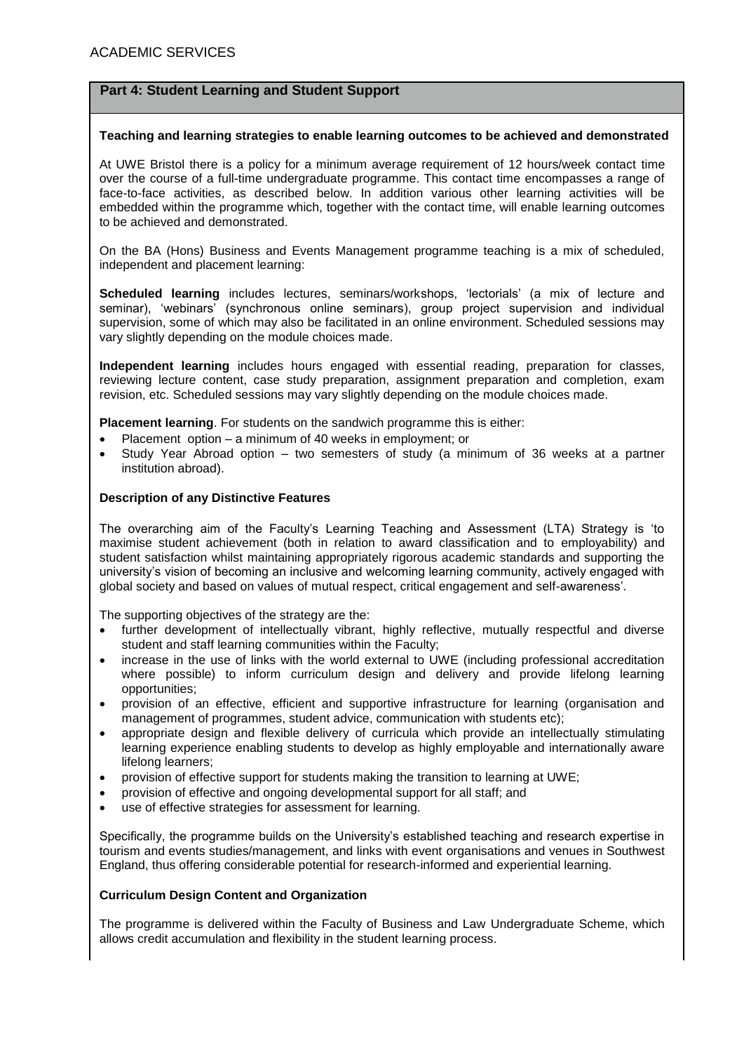## Part 4: Student Learning and Student Support

**Teaching and learning strategies to enable learning outcomes to be achieved and demonstrated**

At UWE Bristol there is a policy for a minimum average requirement of 12 hours/week contact time over the course of a full-time undergraduate programme. This contact time encompasses a range of face-to-face activities, as described below. In addition various other learning activities will be embedded within the programme which, together with the contact time, will enable learning outcomes to be achieved and demonstrated.

On the BA (Hons) Business and Events Management programme teaching is a mix of scheduled, independent and placement learning:

**Scheduled learning** includes lectures, seminars/workshops, 'lectorials' (a mix of lecture and seminar), 'webinars' (synchronous online seminars), group project supervision and individual supervision, some of which may also be facilitated in an online environment. Scheduled sessions may vary slightly depending on the module choices made.

**Independent learning** includes hours engaged with essential reading, preparation for classes, reviewing lecture content, case study preparation, assignment preparation and completion, exam revision, etc. Scheduled sessions may vary slightly depending on the module choices made.

**Placement learning**. For students on the sandwich programme this is either:

- Placement option – a minimum of 40 weeks in employment; or
- Study Year Abroad option – two semesters of study (a minimum of 36 weeks at a partner institution abroad).

**Description of any Distinctive Features**

The overarching aim of the Faculty's Learning Teaching and Assessment (LTA) Strategy is 'to maximise student achievement (both in relation to award classification and to employability) and student satisfaction whilst maintaining appropriately rigorous academic standards and supporting the university's vision of becoming an inclusive and welcoming learning community, actively engaged with global society and based on values of mutual respect, critical engagement and self-awareness'.

The supporting objectives of the strategy are the:

- further development of intellectually vibrant, highly reflective, mutually respectful and diverse student and staff learning communities within the Faculty;
- increase in the use of links with the world external to UWE (including professional accreditation where possible) to inform curriculum design and delivery and provide lifelong learning opportunities;
- provision of an effective, efficient and supportive infrastructure for learning (organisation and management of programmes, student advice, communication with students etc);
- appropriate design and flexible delivery of curricula which provide an intellectually stimulating learning experience enabling students to develop as highly employable and internationally aware lifelong learners;
- provision of effective support for students making the transition to learning at UWE;
- provision of effective and ongoing developmental support for all staff; and
- use of effective strategies for assessment for learning.

Specifically, the programme builds on the University's established teaching and research expertise in tourism and events studies/management, and links with event organisations and venues in Southwest England, thus offering considerable potential for research-informed and experiential learning.

**Curriculum Design Content and Organization**

The programme is delivered within the Faculty of Business and Law Undergraduate Scheme, which allows credit accumulation and flexibility in the student learning process.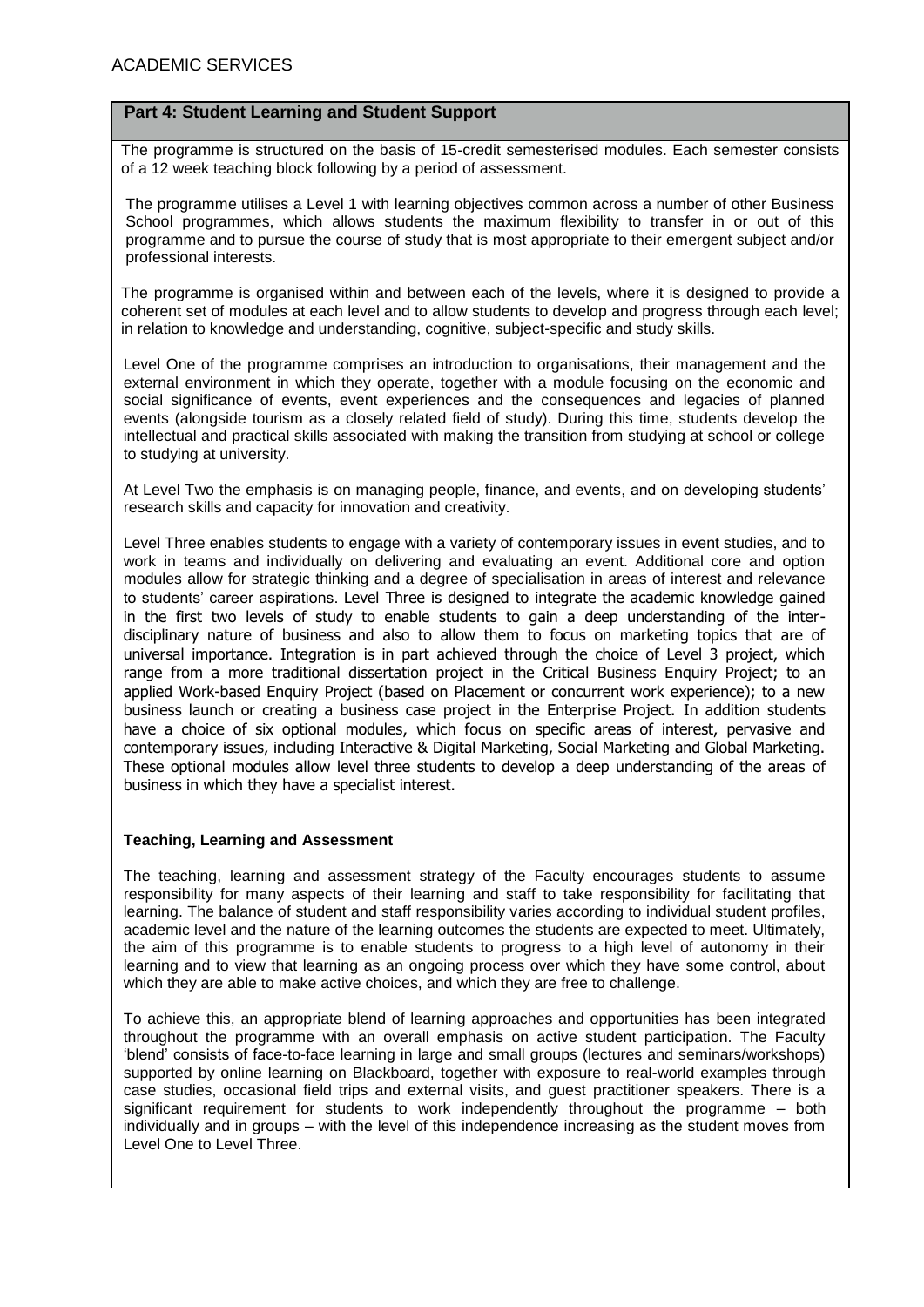## Part 4: Student Learning and Student Support

The programme is structured on the basis of 15-credit semesterised modules. Each semester consists of a 12 week teaching block following by a period of assessment.

The programme utilises a Level 1 with learning objectives common across a number of other Business School programmes, which allows students the maximum flexibility to transfer in or out of this programme and to pursue the course of study that is most appropriate to their emergent subject and/or professional interests.

The programme is organised within and between each of the levels, where it is designed to provide a coherent set of modules at each level and to allow students to develop and progress through each level; in relation to knowledge and understanding, cognitive, subject-specific and study skills.

Level One of the programme comprises an introduction to organisations, their management and the external environment in which they operate, together with a module focusing on the economic and social significance of events, event experiences and the consequences and legacies of planned events (alongside tourism as a closely related field of study). During this time, students develop the intellectual and practical skills associated with making the transition from studying at school or college to studying at university.

At Level Two the emphasis is on managing people, finance, and events, and on developing students' research skills and capacity for innovation and creativity.

Level Three enables students to engage with a variety of contemporary issues in event studies, and to work in teams and individually on delivering and evaluating an event. Additional core and option modules allow for strategic thinking and a degree of specialisation in areas of interest and relevance to students' career aspirations. Level Three is designed to integrate the academic knowledge gained in the first two levels of study to enable students to gain a deep understanding of the inter-disciplinary nature of business and also to allow them to focus on marketing topics that are of universal importance. Integration is in part achieved through the choice of Level 3 project, which range from a more traditional dissertation project in the Critical Business Enquiry Project; to an applied Work-based Enquiry Project (based on Placement or concurrent work experience); to a new business launch or creating a business case project in the Enterprise Project. In addition students have a choice of six optional modules, which focus on specific areas of interest, pervasive and contemporary issues, including Interactive & Digital Marketing, Social Marketing and Global Marketing. These optional modules allow level three students to develop a deep understanding of the areas of business in which they have a specialist interest.

### Teaching, Learning and Assessment

The teaching, learning and assessment strategy of the Faculty encourages students to assume responsibility for many aspects of their learning and staff to take responsibility for facilitating that learning. The balance of student and staff responsibility varies according to individual student profiles, academic level and the nature of the learning outcomes the students are expected to meet. Ultimately, the aim of this programme is to enable students to progress to a high level of autonomy in their learning and to view that learning as an ongoing process over which they have some control, about which they are able to make active choices, and which they are free to challenge.

To achieve this, an appropriate blend of learning approaches and opportunities has been integrated throughout the programme with an overall emphasis on active student participation. The Faculty 'blend' consists of face-to-face learning in large and small groups (lectures and seminars/workshops) supported by online learning on Blackboard, together with exposure to real-world examples through case studies, occasional field trips and external visits, and guest practitioner speakers. There is a significant requirement for students to work independently throughout the programme – both individually and in groups – with the level of this independence increasing as the student moves from Level One to Level Three.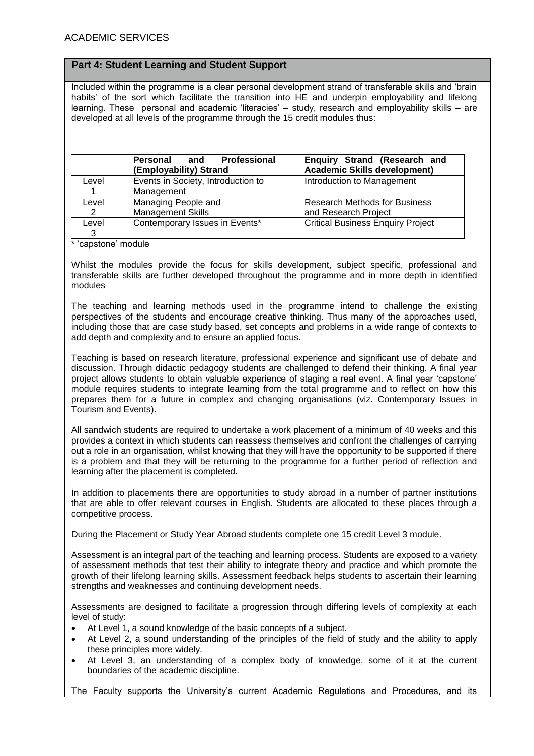## Part 4: Student Learning and Student Support

Included within the programme is a clear personal development strand of transferable skills and 'brain habits' of the sort which facilitate the transition into HE and underpin employability and lifelong learning. These personal and academic 'literacies' – study, research and employability skills – are developed at all levels of the programme through the 15 credit modules thus:

| | **Personal and Professional (Employability) Strand** | **Enquiry Strand (Research and Academic Skills development)** |
|---|---|---|
| Level 1 | Events in Society, Introduction to Management | Introduction to Management |
| Level 2 | Managing People and Management Skills | Research Methods for Business and Research Project |
| Level 3 | Contemporary Issues in Events* | Critical Business Enquiry Project |

* 'capstone' module

Whilst the modules provide the focus for skills development, subject specific, professional and transferable skills are further developed throughout the programme and in more depth in identified modules

The teaching and learning methods used in the programme intend to challenge the existing perspectives of the students and encourage creative thinking. Thus many of the approaches used, including those that are case study based, set concepts and problems in a wide range of contexts to add depth and complexity and to ensure an applied focus.

Teaching is based on research literature, professional experience and significant use of debate and discussion. Through didactic pedagogy students are challenged to defend their thinking. A final year project allows students to obtain valuable experience of staging a real event. A final year 'capstone' module requires students to integrate learning from the total programme and to reflect on how this prepares them for a future in complex and changing organisations (viz. Contemporary Issues in Tourism and Events).

All sandwich students are required to undertake a work placement of a minimum of 40 weeks and this provides a context in which students can reassess themselves and confront the challenges of carrying out a role in an organisation, whilst knowing that they will have the opportunity to be supported if there is a problem and that they will be returning to the programme for a further period of reflection and learning after the placement is completed.

In addition to placements there are opportunities to study abroad in a number of partner institutions that are able to offer relevant courses in English. Students are allocated to these places through a competitive process.

During the Placement or Study Year Abroad students complete one 15 credit Level 3 module.

Assessment is an integral part of the teaching and learning process. Students are exposed to a variety of assessment methods that test their ability to integrate theory and practice and which promote the growth of their lifelong learning skills. Assessment feedback helps students to ascertain their learning strengths and weaknesses and continuing development needs.

Assessments are designed to facilitate a progression through differing levels of complexity at each level of study:

- At Level 1, a sound knowledge of the basic concepts of a subject.
- At Level 2, a sound understanding of the principles of the field of study and the ability to apply these principles more widely.
- At Level 3, an understanding of a complex body of knowledge, some of it at the current boundaries of the academic discipline.

The Faculty supports the University's current Academic Regulations and Procedures, and its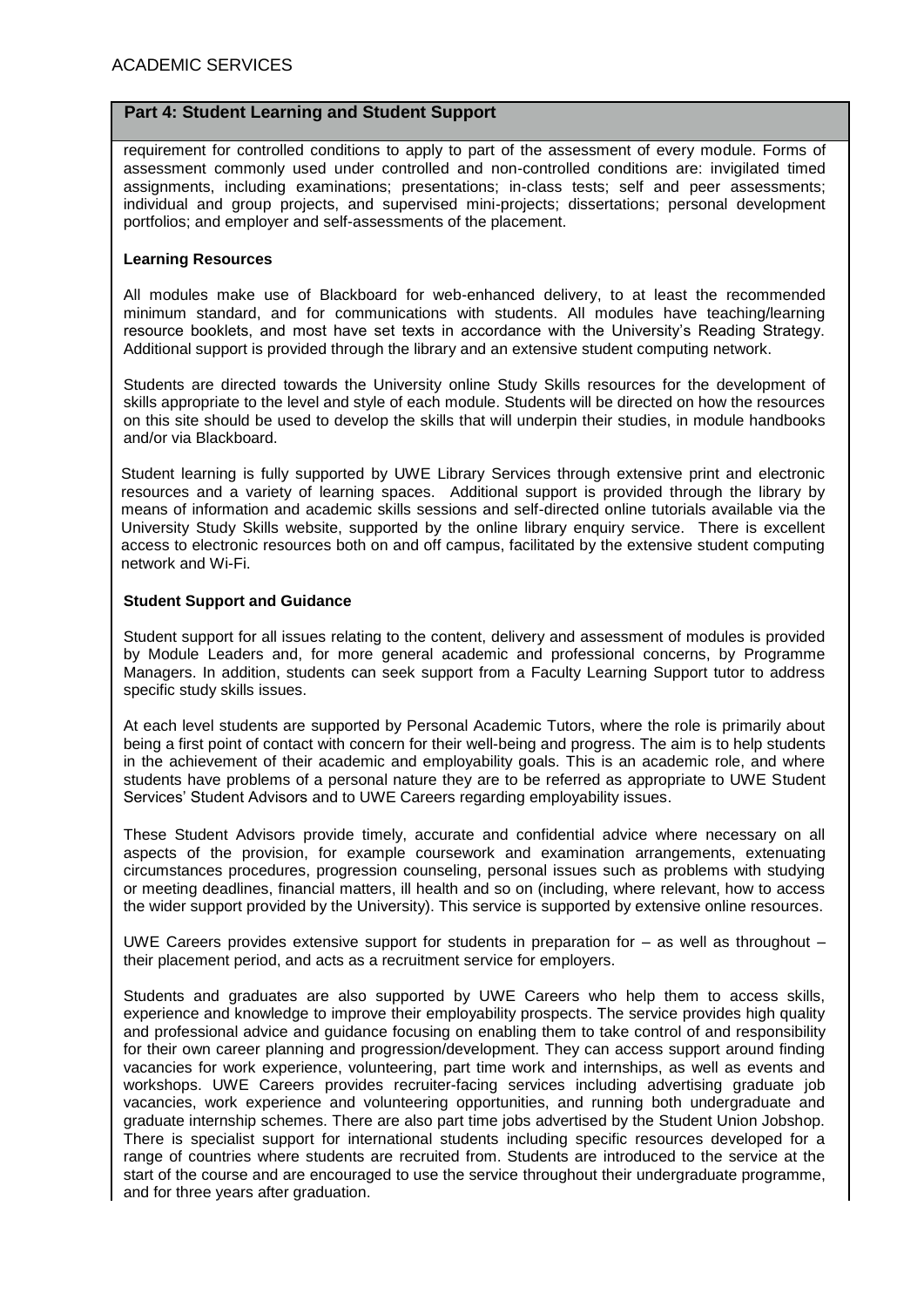## Part 4: Student Learning and Student Support

requirement for controlled conditions to apply to part of the assessment of every module. Forms of assessment commonly used under controlled and non-controlled conditions are: invigilated timed assignments, including examinations; presentations; in-class tests; self and peer assessments; individual and group projects, and supervised mini-projects; dissertations; personal development portfolios; and employer and self-assessments of the placement.

### Learning Resources

All modules make use of Blackboard for web-enhanced delivery, to at least the recommended minimum standard, and for communications with students. All modules have teaching/learning resource booklets, and most have set texts in accordance with the University's Reading Strategy. Additional support is provided through the library and an extensive student computing network.

Students are directed towards the University online Study Skills resources for the development of skills appropriate to the level and style of each module. Students will be directed on how the resources on this site should be used to develop the skills that will underpin their studies, in module handbooks and/or via Blackboard.

Student learning is fully supported by UWE Library Services through extensive print and electronic resources and a variety of learning spaces. Additional support is provided through the library by means of information and academic skills sessions and self-directed online tutorials available via the University Study Skills website, supported by the online library enquiry service. There is excellent access to electronic resources both on and off campus, facilitated by the extensive student computing network and Wi-Fi.

### Student Support and Guidance

Student support for all issues relating to the content, delivery and assessment of modules is provided by Module Leaders and, for more general academic and professional concerns, by Programme Managers. In addition, students can seek support from a Faculty Learning Support tutor to address specific study skills issues.

At each level students are supported by Personal Academic Tutors, where the role is primarily about being a first point of contact with concern for their well-being and progress. The aim is to help students in the achievement of their academic and employability goals. This is an academic role, and where students have problems of a personal nature they are to be referred as appropriate to UWE Student Services' Student Advisors and to UWE Careers regarding employability issues.

These Student Advisors provide timely, accurate and confidential advice where necessary on all aspects of the provision, for example coursework and examination arrangements, extenuating circumstances procedures, progression counseling, personal issues such as problems with studying or meeting deadlines, financial matters, ill health and so on (including, where relevant, how to access the wider support provided by the University). This service is supported by extensive online resources.

UWE Careers provides extensive support for students in preparation for – as well as throughout – their placement period, and acts as a recruitment service for employers.

Students and graduates are also supported by UWE Careers who help them to access skills, experience and knowledge to improve their employability prospects. The service provides high quality and professional advice and guidance focusing on enabling them to take control of and responsibility for their own career planning and progression/development. They can access support around finding vacancies for work experience, volunteering, part time work and internships, as well as events and workshops. UWE Careers provides recruiter-facing services including advertising graduate job vacancies, work experience and volunteering opportunities, and running both undergraduate and graduate internship schemes. There are also part time jobs advertised by the Student Union Jobshop. There is specialist support for international students including specific resources developed for a range of countries where students are recruited from. Students are introduced to the service at the start of the course and are encouraged to use the service throughout their undergraduate programme, and for three years after graduation.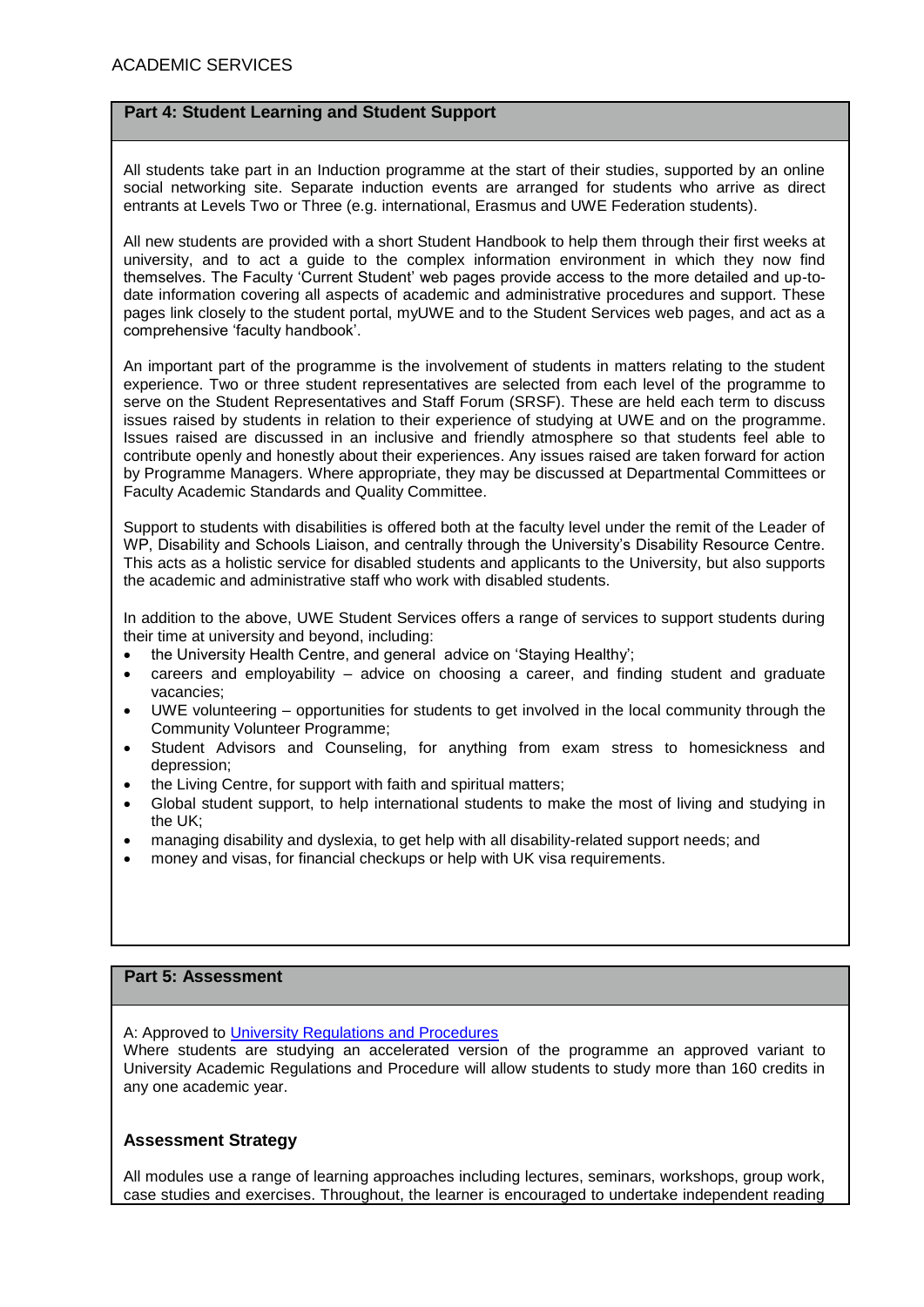## Part 4: Student Learning and Student Support

All students take part in an Induction programme at the start of their studies, supported by an online social networking site. Separate induction events are arranged for students who arrive as direct entrants at Levels Two or Three (e.g. international, Erasmus and UWE Federation students).

All new students are provided with a short Student Handbook to help them through their first weeks at university, and to act a guide to the complex information environment in which they now find themselves. The Faculty 'Current Student' web pages provide access to the more detailed and up-to-date information covering all aspects of academic and administrative procedures and support. These pages link closely to the student portal, myUWE and to the Student Services web pages, and act as a comprehensive 'faculty handbook'.

An important part of the programme is the involvement of students in matters relating to the student experience. Two or three student representatives are selected from each level of the programme to serve on the Student Representatives and Staff Forum (SRSF). These are held each term to discuss issues raised by students in relation to their experience of studying at UWE and on the programme. Issues raised are discussed in an inclusive and friendly atmosphere so that students feel able to contribute openly and honestly about their experiences. Any issues raised are taken forward for action by Programme Managers. Where appropriate, they may be discussed at Departmental Committees or Faculty Academic Standards and Quality Committee.

Support to students with disabilities is offered both at the faculty level under the remit of the Leader of WP, Disability and Schools Liaison, and centrally through the University's Disability Resource Centre. This acts as a holistic service for disabled students and applicants to the University, but also supports the academic and administrative staff who work with disabled students.

In addition to the above, UWE Student Services offers a range of services to support students during their time at university and beyond, including:

- the University Health Centre, and general advice on 'Staying Healthy';
- careers and employability – advice on choosing a career, and finding student and graduate vacancies;
- UWE volunteering – opportunities for students to get involved in the local community through the Community Volunteer Programme;
- Student Advisors and Counseling, for anything from exam stress to homesickness and depression;
- the Living Centre, for support with faith and spiritual matters;
- Global student support, to help international students to make the most of living and studying in the UK;
- managing disability and dyslexia, to get help with all disability-related support needs; and
- money and visas, for financial checkups or help with UK visa requirements.

## Part 5: Assessment

A: Approved to [University Regulations and Procedures]

Where students are studying an accelerated version of the programme an approved variant to University Academic Regulations and Procedure will allow students to study more than 160 credits in any one academic year.

### Assessment Strategy

All modules use a range of learning approaches including lectures, seminars, workshops, group work, case studies and exercises. Throughout, the learner is encouraged to undertake independent reading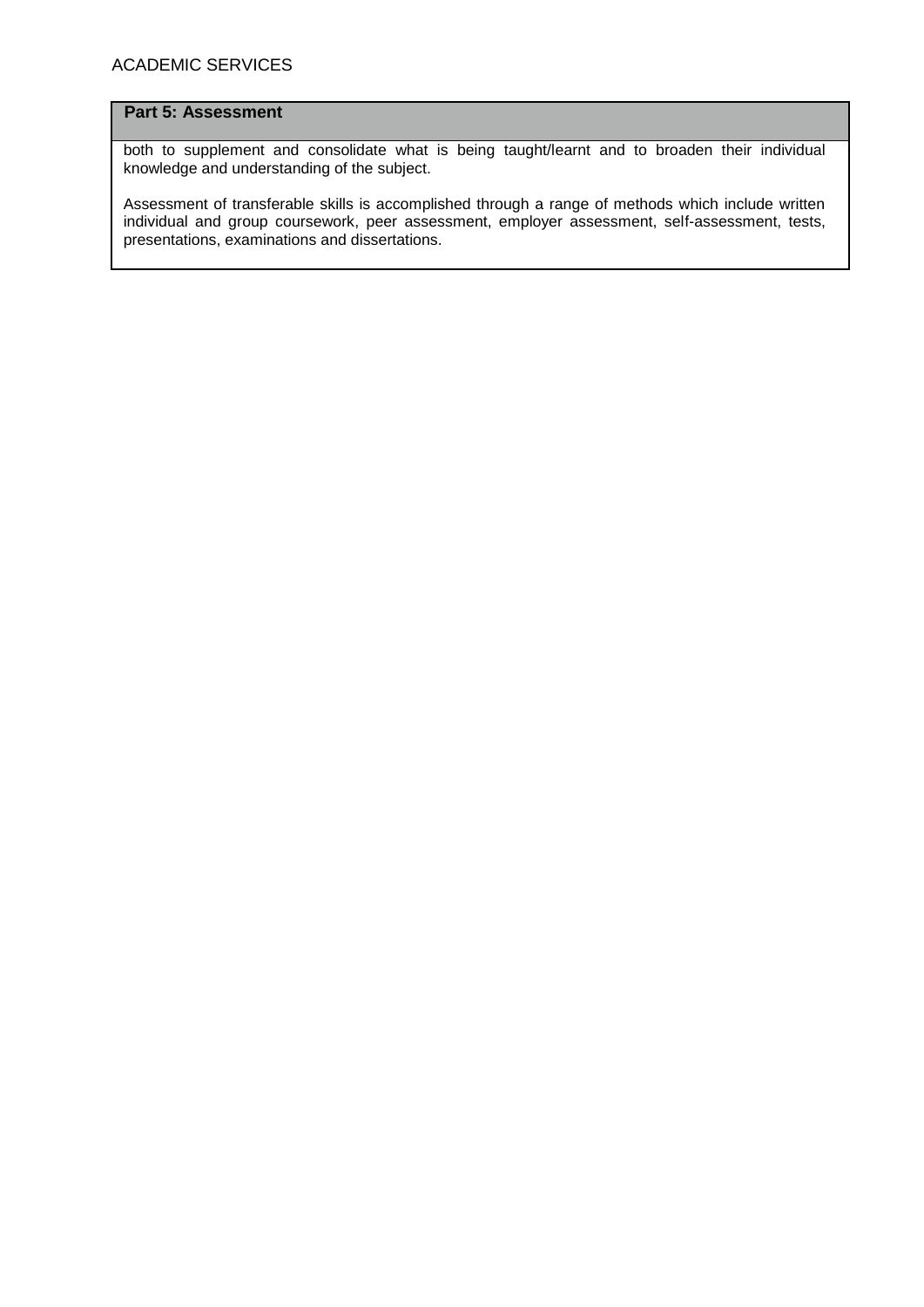## Part 5: Assessment

both to supplement and consolidate what is being taught/learnt and to broaden their individual knowledge and understanding of the subject.

Assessment of transferable skills is accomplished through a range of methods which include written individual and group coursework, peer assessment, employer assessment, self-assessment, tests, presentations, examinations and dissertations.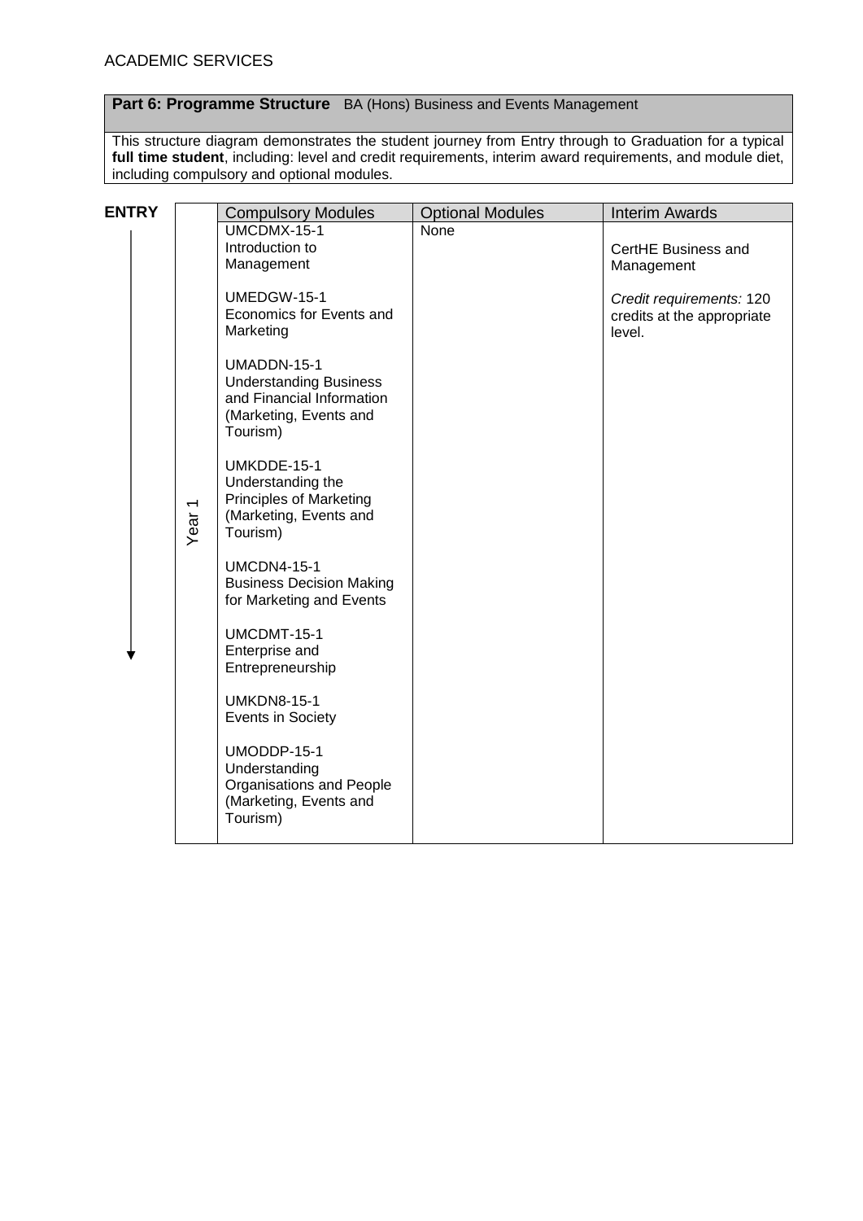ACADEMIC SERVICES

**Part 6: Programme Structure** BA (Hons) Business and Events Management

This structure diagram demonstrates the student journey from Entry through to Graduation for a typical **full time student**, including: level and credit requirements, interim award requirements, and module diet, including compulsory and optional modules.

**ENTRY**

| | Compulsory Modules | Optional Modules | Interim Awards |
|---|---|---|---|
| Year 1 | UMCDMX-15-1 Introduction to Management<br><br>UMEDGW-15-1 Economics for Events and Marketing<br><br>UMADDN-15-1 Understanding Business and Financial Information (Marketing, Events and Tourism)<br><br>UMKDDE-15-1 Understanding the Principles of Marketing (Marketing, Events and Tourism)<br><br>UMCDN4-15-1 Business Decision Making for Marketing and Events<br><br>UMCDMT-15-1 Enterprise and Entrepreneurship<br><br>UMKDN8-15-1 Events in Society<br><br>UMODDP-15-1 Understanding Organisations and People (Marketing, Events and Tourism) | None | CertHE Business and Management<br><br>*Credit requirements:* 120 credits at the appropriate level. |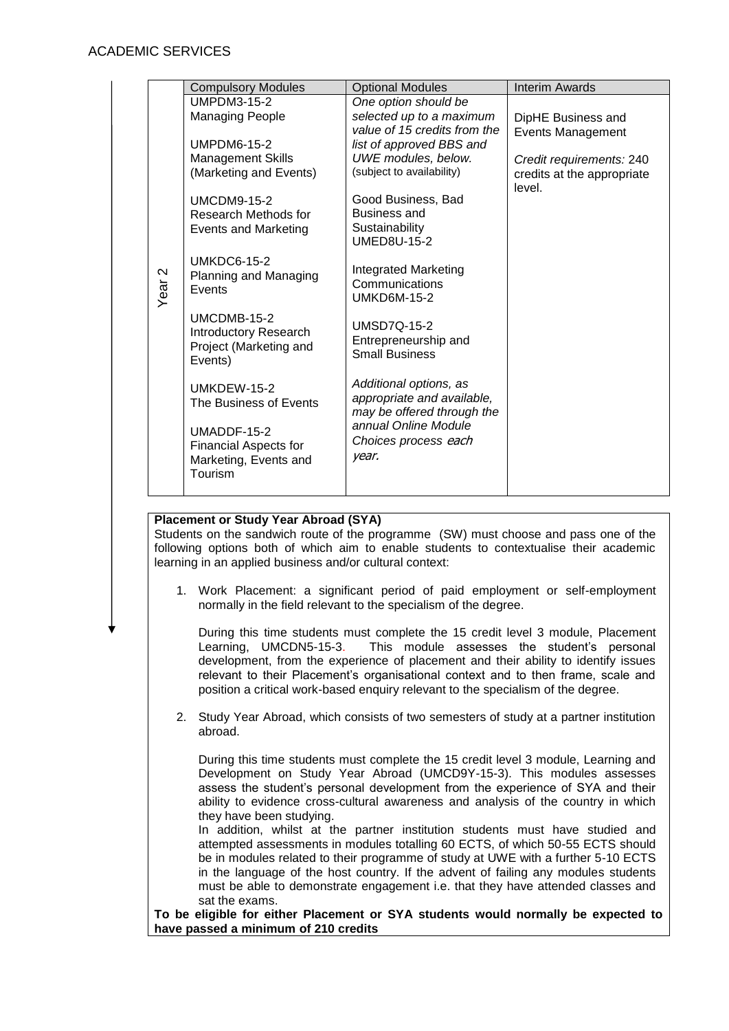|  | Compulsory Modules | Optional Modules | Interim Awards |
|---|---|---|---|
| Year 2 | UMPDM3-15-2<br>Managing People<br><br>UMPDM6-15-2<br>Management Skills (Marketing and Events)<br><br>UMCDM9-15-2<br>Research Methods for Events and Marketing<br><br>UMKDC6-15-2<br>Planning and Managing Events<br><br>UMCDMB-15-2<br>Introductory Research Project (Marketing and Events)<br><br>UMKDEW-15-2<br>The Business of Events<br><br>UMADDF-15-2<br>Financial Aspects for Marketing, Events and Tourism | *One option should be selected up to a maximum value of 15 credits from the list of approved BBS and UWE modules, below.*<br>(subject to availability)<br><br>Good Business, Bad Business and Sustainability<br>UMED8U-15-2<br><br>Integrated Marketing Communications<br>UMKD6M-15-2<br><br>UMSD7Q-15-2<br>Entrepreneurship and Small Business<br><br>*Additional options, as appropriate and available, may be offered through the annual Online Module Choices process each year.* | DipHE Business and Events Management<br><br>*Credit requirements:* 240 credits at the appropriate level. |

**Placement or Study Year Abroad (SYA)**

Students on the sandwich route of the programme (SW) must choose and pass one of the following options both of which aim to enable students to contextualise their academic learning in an applied business and/or cultural context:

1. Work Placement: a significant period of paid employment or self-employment normally in the field relevant to the specialism of the degree.

   During this time students must complete the 15 credit level 3 module, Placement Learning, UMCDN5-15-3. This module assesses the student's personal development, from the experience of placement and their ability to identify issues relevant to their Placement's organisational context and to then frame, scale and position a critical work-based enquiry relevant to the specialism of the degree.

2. Study Year Abroad, which consists of two semesters of study at a partner institution abroad.

   During this time students must complete the 15 credit level 3 module, Learning and Development on Study Year Abroad (UMCD9Y-15-3). This modules assesses assess the student's personal development from the experience of SYA and their ability to evidence cross-cultural awareness and analysis of the country in which they have been studying.

   In addition, whilst at the partner institution students must have studied and attempted assessments in modules totalling 60 ECTS, of which 50-55 ECTS should be in modules related to their programme of study at UWE with a further 5-10 ECTS in the language of the host country. If the advent of failing any modules students must be able to demonstrate engagement i.e. that they have attended classes and sat the exams.

**To be eligible for either Placement or SYA students would normally be expected to have passed a minimum of 210 credits**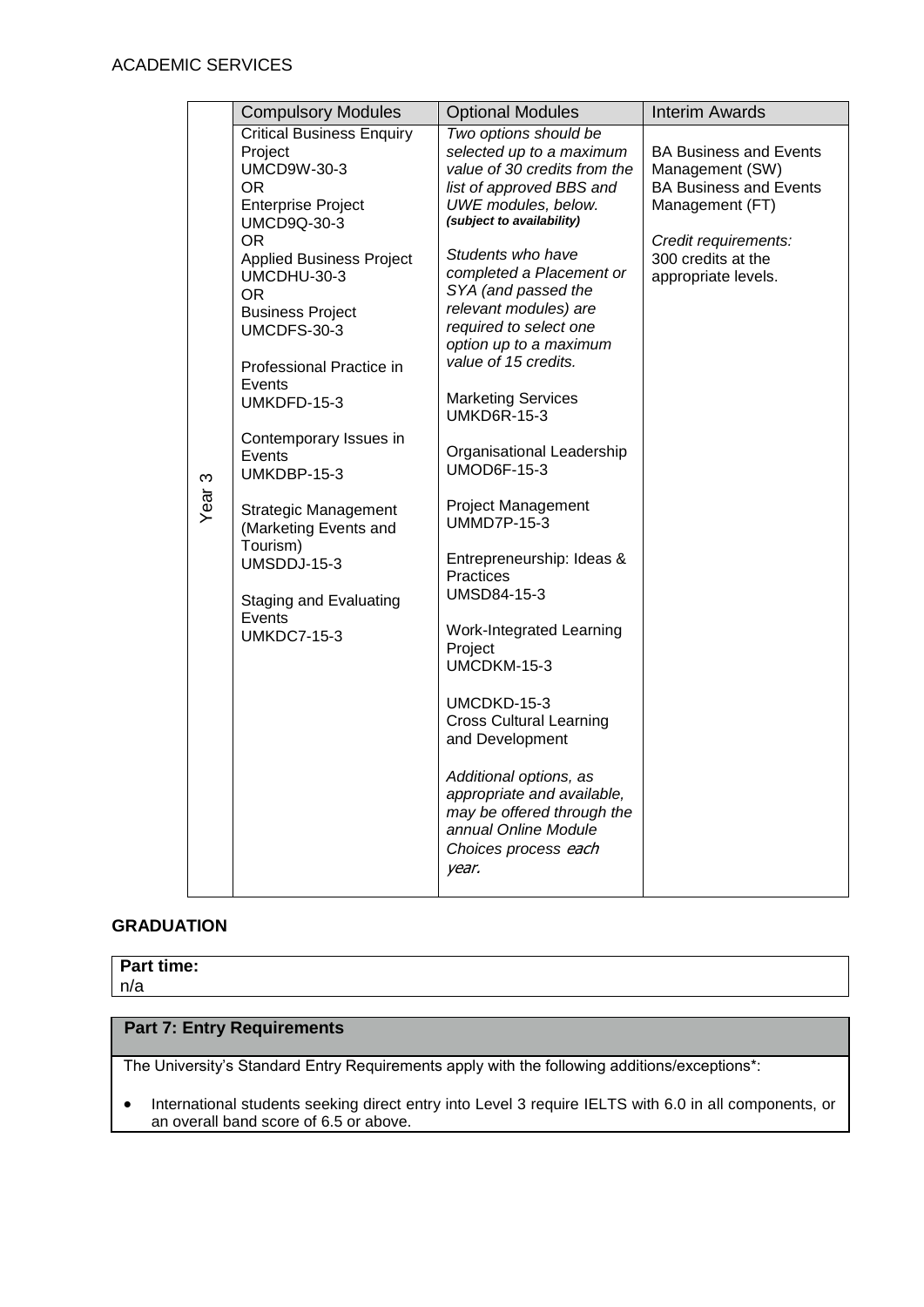ACADEMIC SERVICES

| | Compulsory Modules | Optional Modules | Interim Awards |
|---|---|---|---|
| Year 3 | Critical Business Enquiry Project<br>UMCD9W-30-3<br>OR<br>Enterprise Project<br>UMCD9Q-30-3<br>OR<br>Applied Business Project<br>UMCDHU-30-3<br>OR<br>Business Project<br>UMCDFS-30-3<br><br>Professional Practice in Events<br>UMKDFD-15-3<br><br>Contemporary Issues in Events<br>UMKDBP-15-3<br><br>Strategic Management (Marketing Events and Tourism)<br>UMSDDJ-15-3<br><br>Staging and Evaluating Events<br>UMKDC7-15-3 | *Two options should be selected up to a maximum value of 30 credits from the list of approved BBS and UWE modules, below.*<br>***(subject to availability)***<br><br>*Students who have completed a Placement or SYA (and passed the relevant modules) are required to select one option up to a maximum value of 15 credits.*<br><br>Marketing Services<br>UMKD6R-15-3<br><br>Organisational Leadership<br>UMOD6F-15-3<br><br>Project Management<br>UMMD7P-15-3<br><br>Entrepreneurship: Ideas & Practices<br>UMSD84-15-3<br><br>Work-Integrated Learning Project<br>UMCDKM-15-3<br><br>UMCDKD-15-3<br>Cross Cultural Learning and Development<br><br>*Additional options, as appropriate and available, may be offered through the annual Online Module Choices process each year.* | BA Business and Events Management (SW)<br>BA Business and Events Management (FT)<br><br>*Credit requirements:*<br>300 credits at the appropriate levels. |

**GRADUATION**

**Part time:**
n/a

**Part 7: Entry Requirements**

The University's Standard Entry Requirements apply with the following additions/exceptions*:

- International students seeking direct entry into Level 3 require IELTS with 6.0 in all components, or an overall band score of 6.5 or above.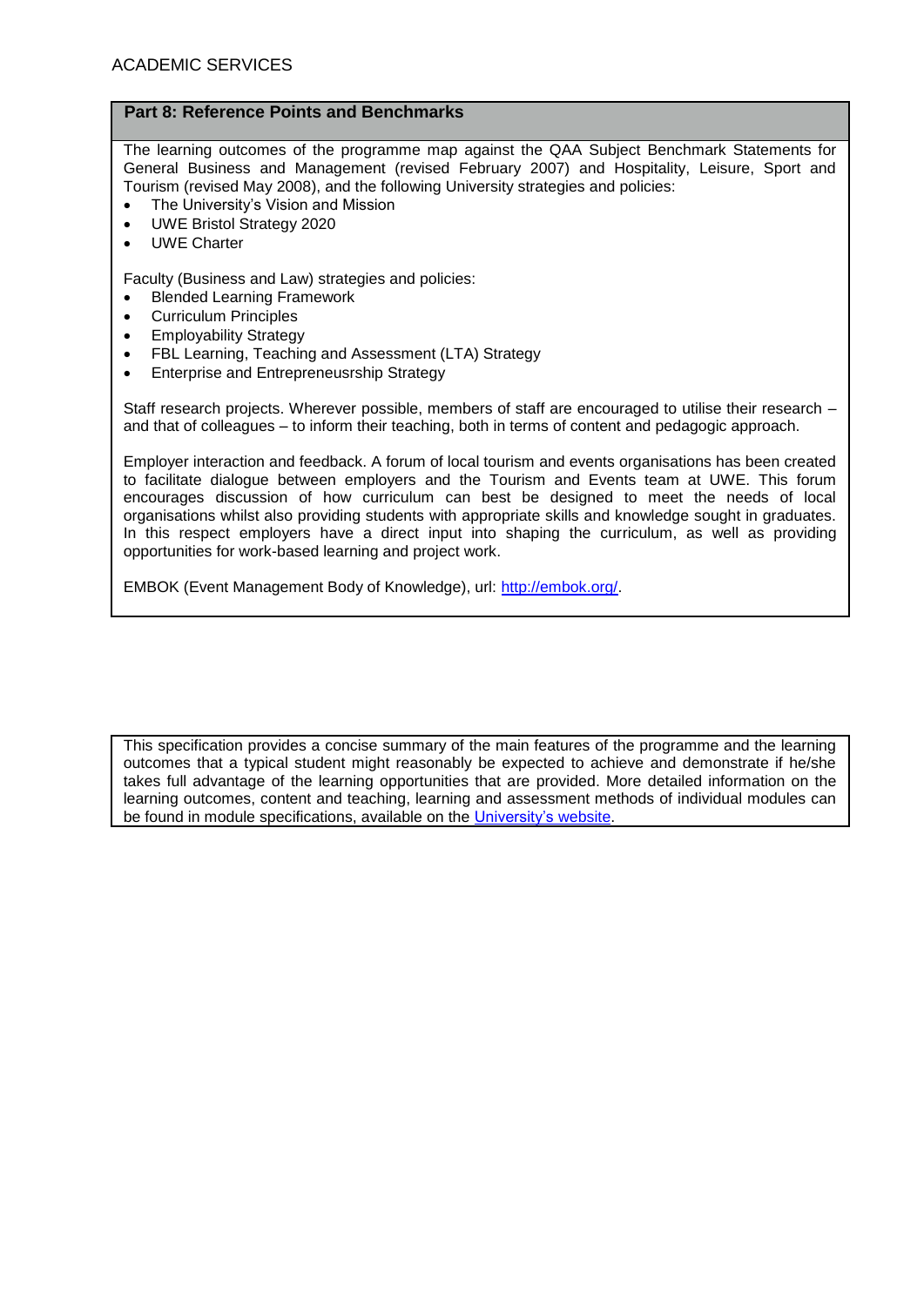## Part 8: Reference Points and Benchmarks

The learning outcomes of the programme map against the QAA Subject Benchmark Statements for General Business and Management (revised February 2007) and Hospitality, Leisure, Sport and Tourism (revised May 2008), and the following University strategies and policies:

- The University's Vision and Mission
- UWE Bristol Strategy 2020
- UWE Charter

Faculty (Business and Law) strategies and policies:

- Blended Learning Framework
- Curriculum Principles
- Employability Strategy
- FBL Learning, Teaching and Assessment (LTA) Strategy
- Enterprise and Entrepreneusrship Strategy

Staff research projects. Wherever possible, members of staff are encouraged to utilise their research – and that of colleagues – to inform their teaching, both in terms of content and pedagogic approach.

Employer interaction and feedback. A forum of local tourism and events organisations has been created to facilitate dialogue between employers and the Tourism and Events team at UWE. This forum encourages discussion of how curriculum can best be designed to meet the needs of local organisations whilst also providing students with appropriate skills and knowledge sought in graduates. In this respect employers have a direct input into shaping the curriculum, as well as providing opportunities for work-based learning and project work.

EMBOK (Event Management Body of Knowledge), url: [http://embok.org/](http://embok.org/).

This specification provides a concise summary of the main features of the programme and the learning outcomes that a typical student might reasonably be expected to achieve and demonstrate if he/she takes full advantage of the learning opportunities that are provided. More detailed information on the learning outcomes, content and teaching, learning and assessment methods of individual modules can be found in module specifications, available on the University's website.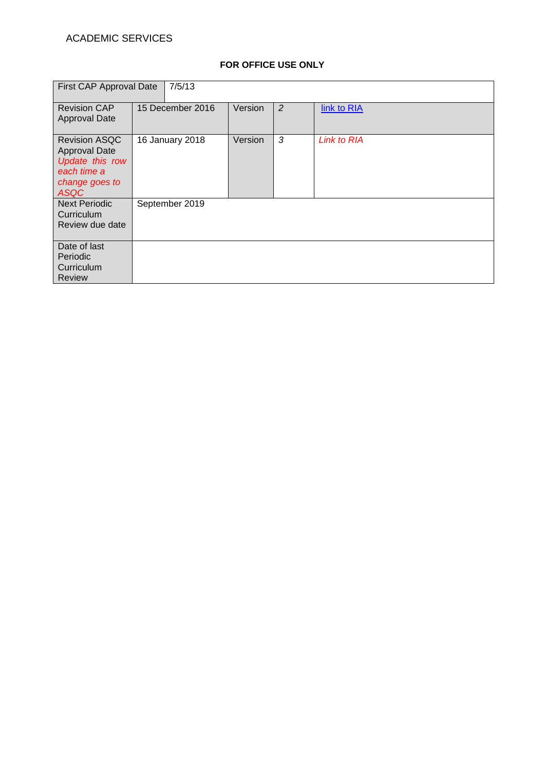ACADEMIC SERVICES

**FOR OFFICE USE ONLY**

| | | | | |
|---|---|---|---|---|
| First CAP Approval Date | 7/5/13 | | | |
| Revision CAP Approval Date | 15 December 2016 | Version | *2* | link to RIA |
| Revision ASQC Approval Date *Update this row each time a change goes to ASQC* | 16 January 2018 | Version | *3* | *Link to RIA* |
| Next Periodic Curriculum Review due date | September 2019 | | | |
| Date of last Periodic Curriculum Review | | | | |